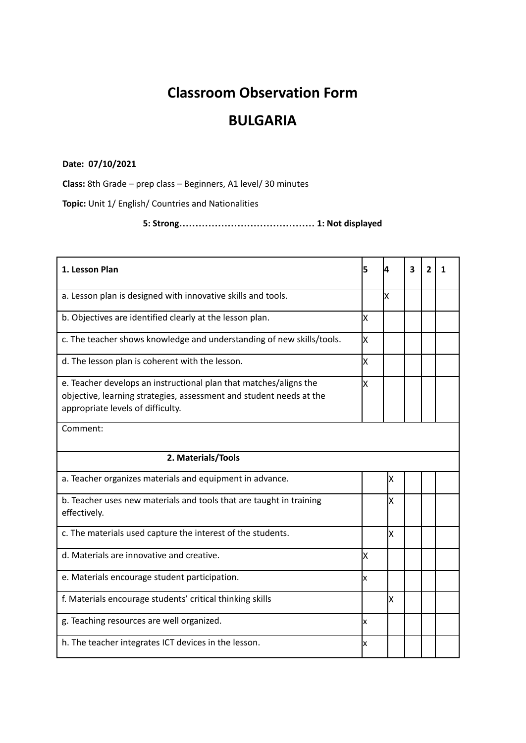# Classroom Observation Form

# BULGARIA

**Date: 07/10/2021**

**Class:** 8th Grade – prep class – Beginners, A1 level/ 30 minutes

**Topic:** Unit 1/ English/ Countries and Nationalities

**5: Strong…………………………………… 1: Not displayed**

| **1. Lesson Plan** | **5** | **4** | **3** | **2** | **1** |
|---|---|---|---|---|---|
| a. Lesson plan is designed with innovative skills and tools. | | X | | | |
| b. Objectives are identified clearly at the lesson plan. | X | | | | |
| c. The teacher shows knowledge and understanding of new skills/tools. | X | | | | |
| d. The lesson plan is coherent with the lesson. | X | | | | |
| e. Teacher develops an instructional plan that matches/aligns the objective, learning strategies, assessment and student needs at the appropriate levels of difficulty. | X | | | | |
| Comment: | | | | | |
| **2. Materials/Tools** | | | | | |
| a. Teacher organizes materials and equipment in advance. | | X | | | |
| b. Teacher uses new materials and tools that are taught in training effectively. | | X | | | |
| c. The materials used capture the interest of the students. | | X | | | |
| d. Materials are innovative and creative. | X | | | | |
| e. Materials encourage student participation. | x | | | | |
| f. Materials encourage students' critical thinking skills | | X | | | |
| g. Teaching resources are well organized. | x | | | | |
| h. The teacher integrates ICT devices in the lesson. | x | | | | |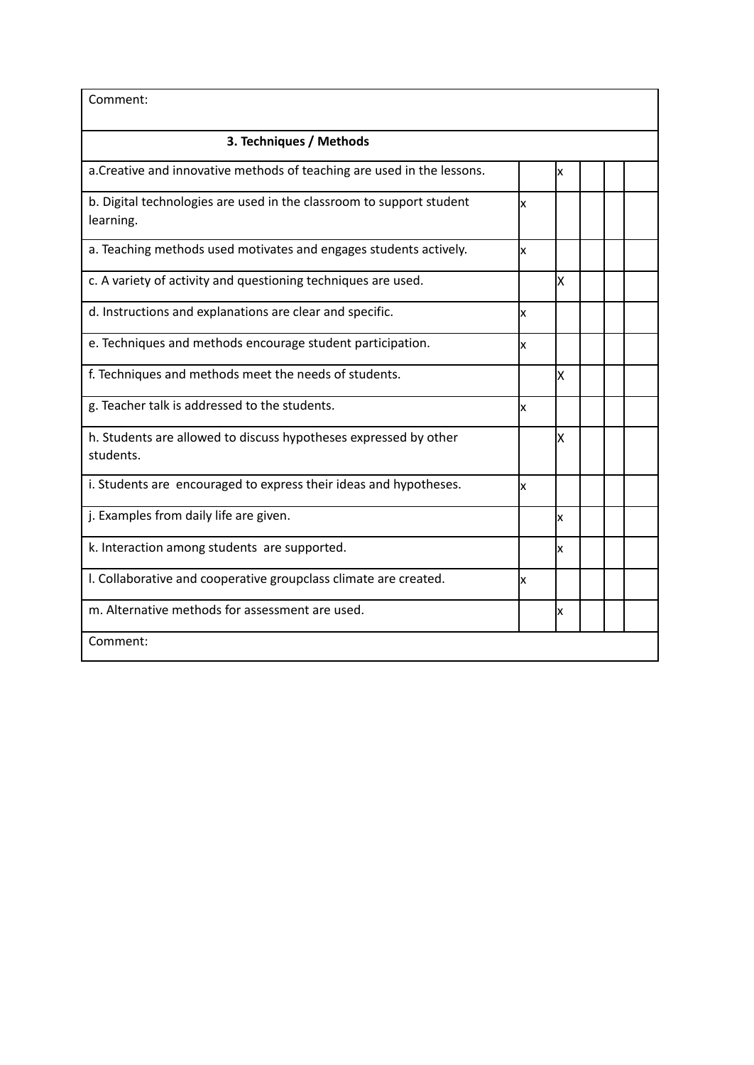| | | | | | |
|---|---|---|---|---|---|
| Comment: | | | | | |
| **3. Techniques / Methods** | | | | | |
| a.Creative and innovative methods of teaching are used in the lessons. | | x | | | |
| b. Digital technologies are used in the classroom to support student learning. | x | | | | |
| a. Teaching methods used motivates and engages students actively. | x | | | | |
| c. A variety of activity and questioning techniques are used. | | X | | | |
| d. Instructions and explanations are clear and specific. | x | | | | |
| e. Techniques and methods encourage student participation. | x | | | | |
| f. Techniques and methods meet the needs of students. | | X | | | |
| g. Teacher talk is addressed to the students. | x | | | | |
| h. Students are allowed to discuss hypotheses expressed by other students. | | X | | | |
| i. Students are encouraged to express their ideas and hypotheses. | x | | | | |
| j. Examples from daily life are given. | | x | | | |
| k. Interaction among students are supported. | | x | | | |
| l. Collaborative and cooperative groupclass climate are created. | x | | | | |
| m. Alternative methods for assessment are used. | | x | | | |
| Comment: | | | | | |